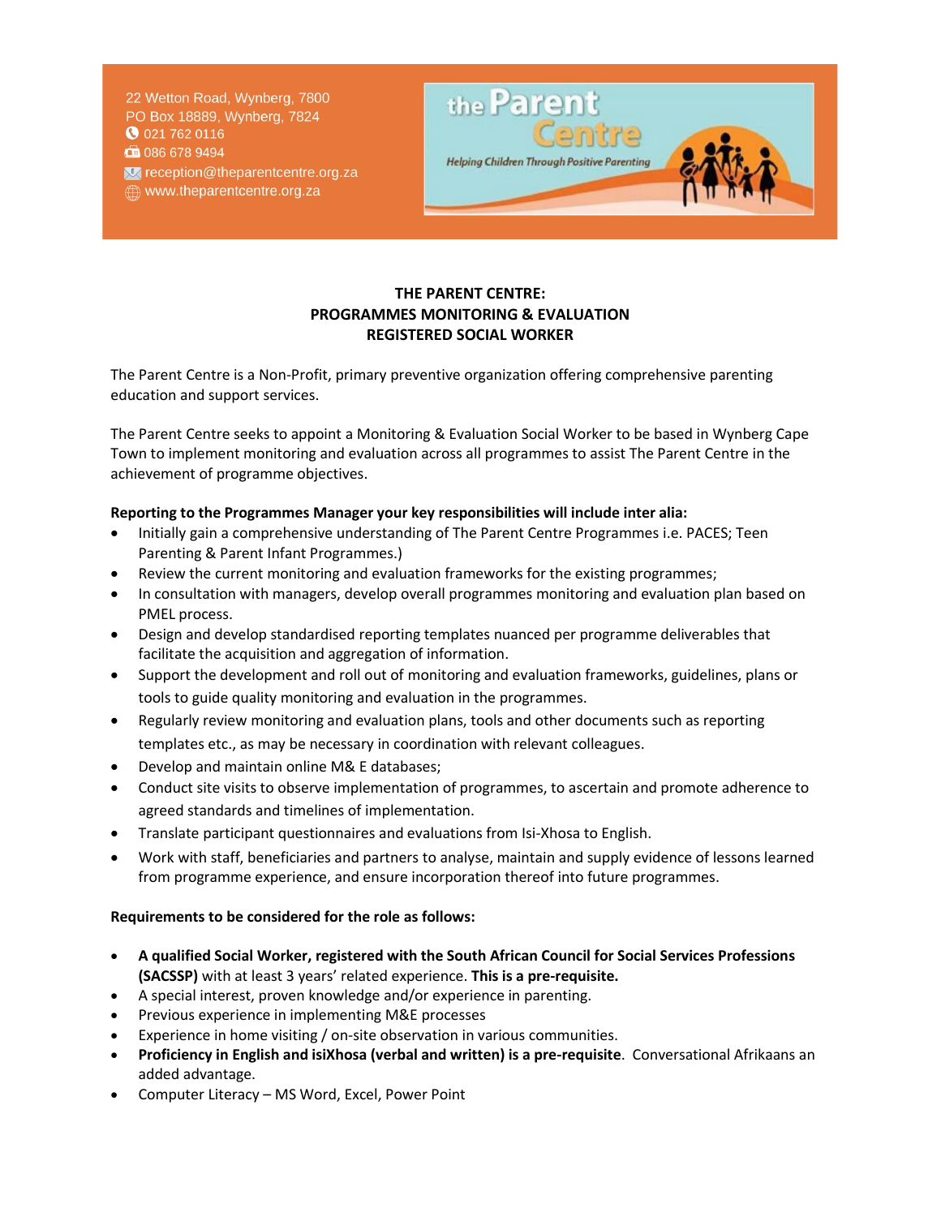22 Wetton Road, Wynberg, 7800
PO Box 18889, Wynberg, 7824
021 762 0116
086 678 9494
reception@theparentcentre.org.za
www.theparentcentre.org.za

the Parent Centre
Helping Children Through Positive Parenting

## THE PARENT CENTRE:
## PROGRAMMES MONITORING & EVALUATION
## REGISTERED SOCIAL WORKER

The Parent Centre is a Non-Profit, primary preventive organization offering comprehensive parenting education and support services.

The Parent Centre seeks to appoint a Monitoring & Evaluation Social Worker to be based in Wynberg Cape Town to implement monitoring and evaluation across all programmes to assist The Parent Centre in the achievement of programme objectives.

**Reporting to the Programmes Manager your key responsibilities will include inter alia:**

- Initially gain a comprehensive understanding of The Parent Centre Programmes i.e. PACES; Teen Parenting & Parent Infant Programmes.)
- Review the current monitoring and evaluation frameworks for the existing programmes;
- In consultation with managers, develop overall programmes monitoring and evaluation plan based on PMEL process.
- Design and develop standardised reporting templates nuanced per programme deliverables that facilitate the acquisition and aggregation of information.
- Support the development and roll out of monitoring and evaluation frameworks, guidelines, plans or tools to guide quality monitoring and evaluation in the programmes.
- Regularly review monitoring and evaluation plans, tools and other documents such as reporting templates etc., as may be necessary in coordination with relevant colleagues.
- Develop and maintain online M& E databases;
- Conduct site visits to observe implementation of programmes, to ascertain and promote adherence to agreed standards and timelines of implementation.
- Translate participant questionnaires and evaluations from Isi-Xhosa to English.
- Work with staff, beneficiaries and partners to analyse, maintain and supply evidence of lessons learned from programme experience, and ensure incorporation thereof into future programmes.

**Requirements to be considered for the role as follows:**

- **A qualified Social Worker, registered with the South African Council for Social Services Professions (SACSSP)** with at least 3 years' related experience. **This is a pre-requisite.**
- A special interest, proven knowledge and/or experience in parenting.
- Previous experience in implementing M&E processes
- Experience in home visiting / on-site observation in various communities.
- **Proficiency in English and isiXhosa (verbal and written) is a pre-requisite**. Conversational Afrikaans an added advantage.
- Computer Literacy – MS Word, Excel, Power Point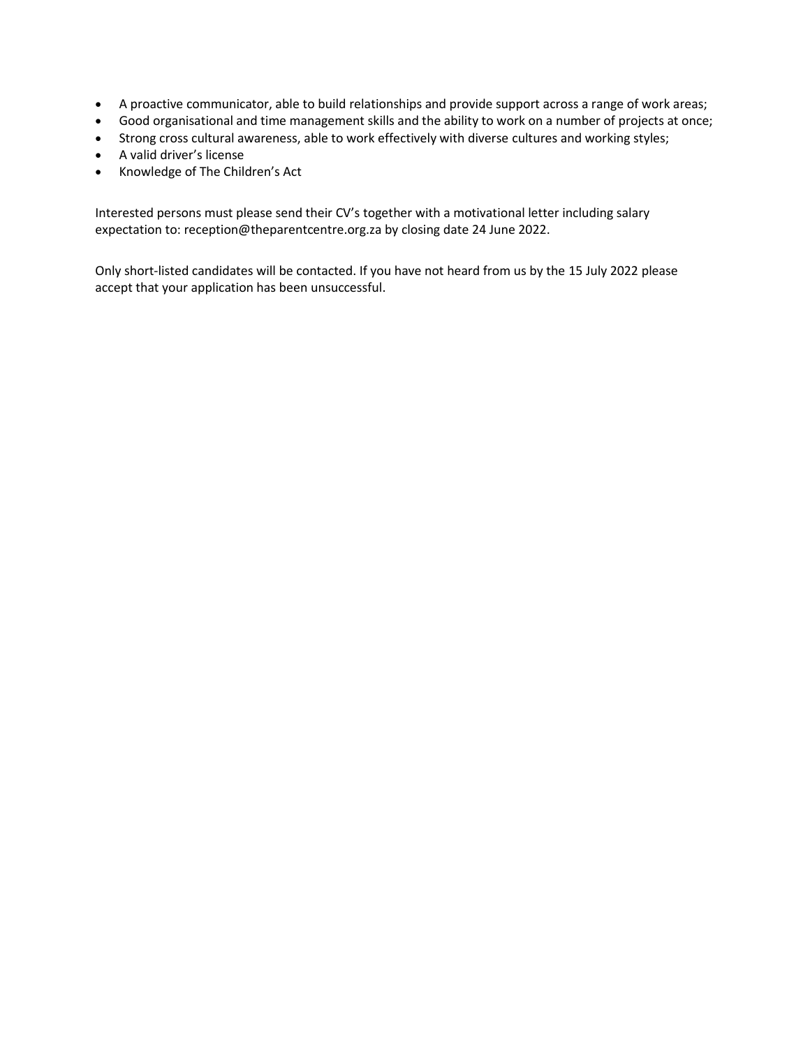- A proactive communicator, able to build relationships and provide support across a range of work areas;
- Good organisational and time management skills and the ability to work on a number of projects at once;
- Strong cross cultural awareness, able to work effectively with diverse cultures and working styles;
- A valid driver's license
- Knowledge of The Children's Act

Interested persons must please send their CV's together with a motivational letter including salary expectation to: reception@theparentcentre.org.za by closing date 24 June 2022.

Only short-listed candidates will be contacted. If you have not heard from us by the 15 July 2022 please accept that your application has been unsuccessful.